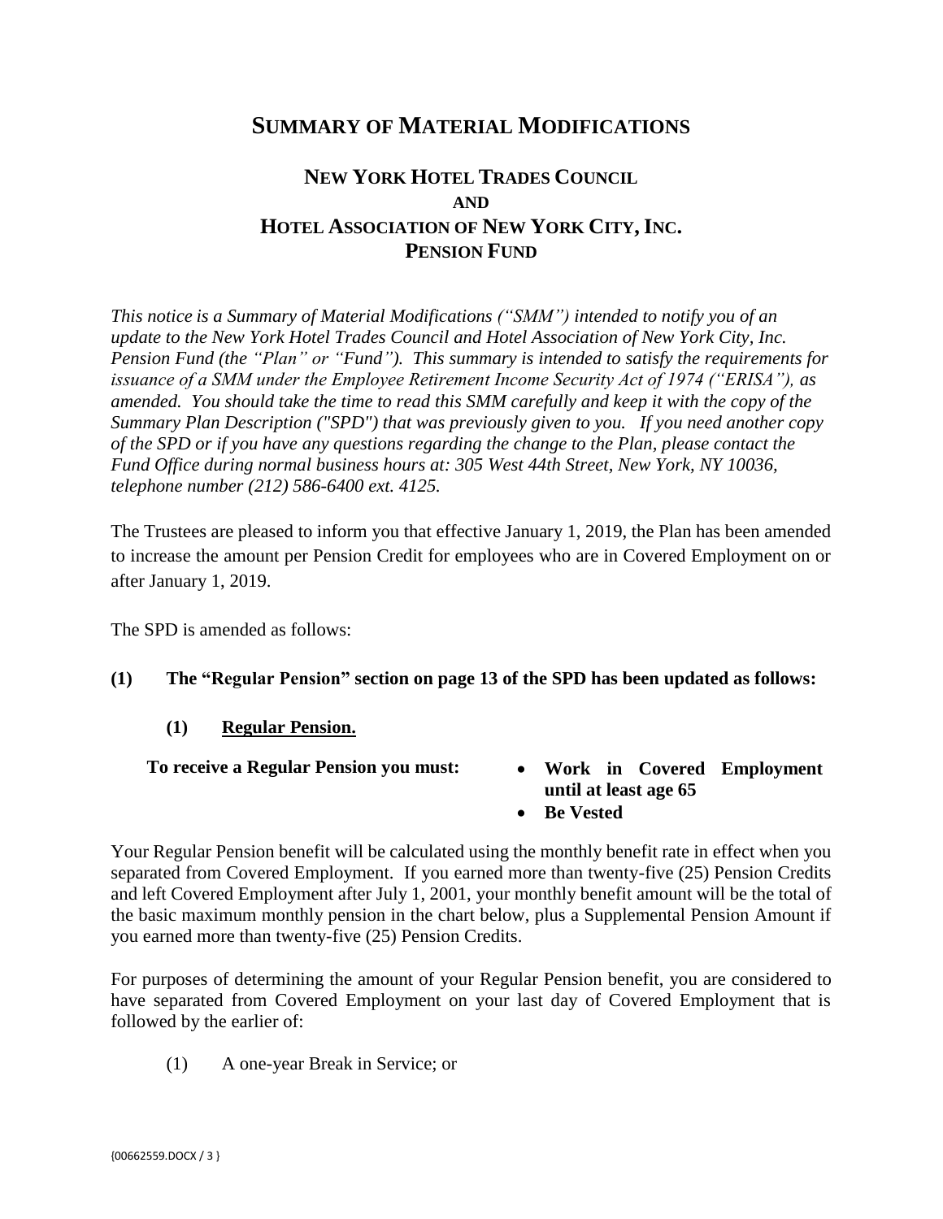# SUMMARY OF MATERIAL MODIFICATIONS

## NEW YORK HOTEL TRADES COUNCIL
## AND
## HOTEL ASSOCIATION OF NEW YORK CITY, INC.
## PENSION FUND

*This notice is a Summary of Material Modifications ("SMM") intended to notify you of an update to the New York Hotel Trades Council and Hotel Association of New York City, Inc. Pension Fund (the "Plan" or "Fund"). This summary is intended to satisfy the requirements for issuance of a SMM under the Employee Retirement Income Security Act of 1974 ("ERISA"), as amended. You should take the time to read this SMM carefully and keep it with the copy of the Summary Plan Description ("SPD") that was previously given to you. If you need another copy of the SPD or if you have any questions regarding the change to the Plan, please contact the Fund Office during normal business hours at: 305 West 44th Street, New York, NY 10036, telephone number (212) 586-6400 ext. 4125.*

The Trustees are pleased to inform you that effective January 1, 2019, the Plan has been amended to increase the amount per Pension Credit for employees who are in Covered Employment on or after January 1, 2019.

The SPD is amended as follows:

**(1) The "Regular Pension" section on page 13 of the SPD has been updated as follows:**

**(1) <u>Regular Pension.</u>**

**To receive a Regular Pension you must:**

- **Work in Covered Employment until at least age 65**
- **Be Vested**

Your Regular Pension benefit will be calculated using the monthly benefit rate in effect when you separated from Covered Employment. If you earned more than twenty-five (25) Pension Credits and left Covered Employment after July 1, 2001, your monthly benefit amount will be the total of the basic maximum monthly pension in the chart below, plus a Supplemental Pension Amount if you earned more than twenty-five (25) Pension Credits.

For purposes of determining the amount of your Regular Pension benefit, you are considered to have separated from Covered Employment on your last day of Covered Employment that is followed by the earlier of:

(1) A one-year Break in Service; or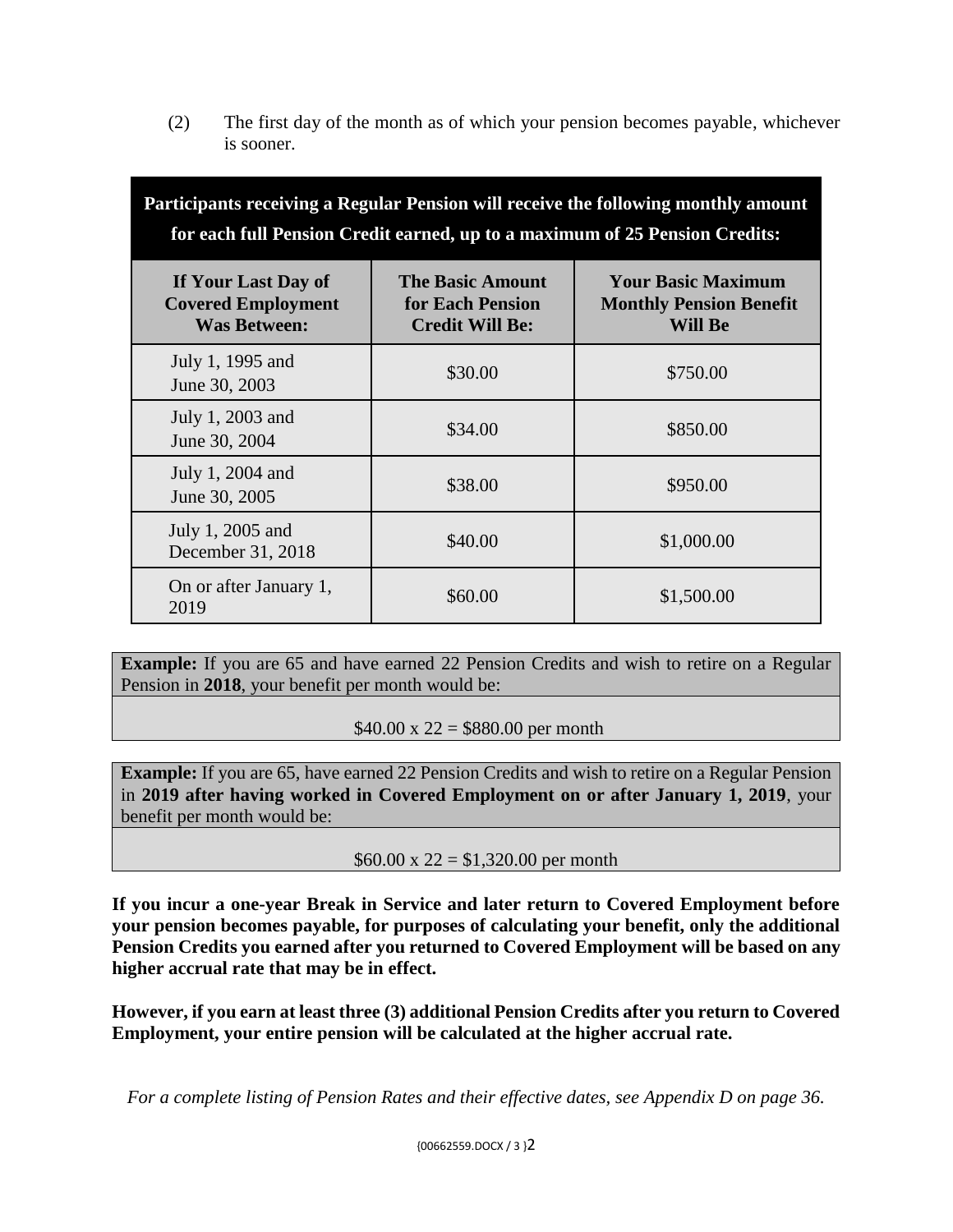(2) The first day of the month as of which your pension becomes payable, whichever is sooner.

**Participants receiving a Regular Pension will receive the following monthly amount for each full Pension Credit earned, up to a maximum of 25 Pension Credits:**

| If Your Last Day of Covered Employment Was Between: | The Basic Amount for Each Pension Credit Will Be: | Your Basic Maximum Monthly Pension Benefit Will Be |
|---|---|---|
| July 1, 1995 and June 30, 2003 | $30.00 | $750.00 |
| July 1, 2003 and June 30, 2004 | $34.00 | $850.00 |
| July 1, 2004 and June 30, 2005 | $38.00 | $950.00 |
| July 1, 2005 and December 31, 2018 | $40.00 | $1,000.00 |
| On or after January 1, 2019 | $60.00 | $1,500.00 |

**Example:** If you are 65 and have earned 22 Pension Credits and wish to retire on a Regular Pension in **2018**, your benefit per month would be:

$40.00 x 22 = $880.00 per month

**Example:** If you are 65, have earned 22 Pension Credits and wish to retire on a Regular Pension in **2019 after having worked in Covered Employment on or after January 1, 2019**, your benefit per month would be:

$60.00 x 22 = $1,320.00 per month

**If you incur a one-year Break in Service and later return to Covered Employment before your pension becomes payable, for purposes of calculating your benefit, only the additional Pension Credits you earned after you returned to Covered Employment will be based on any higher accrual rate that may be in effect.**

**However, if you earn at least three (3) additional Pension Credits after you return to Covered Employment, your entire pension will be calculated at the higher accrual rate.**

*For a complete listing of Pension Rates and their effective dates, see Appendix D on page 36.*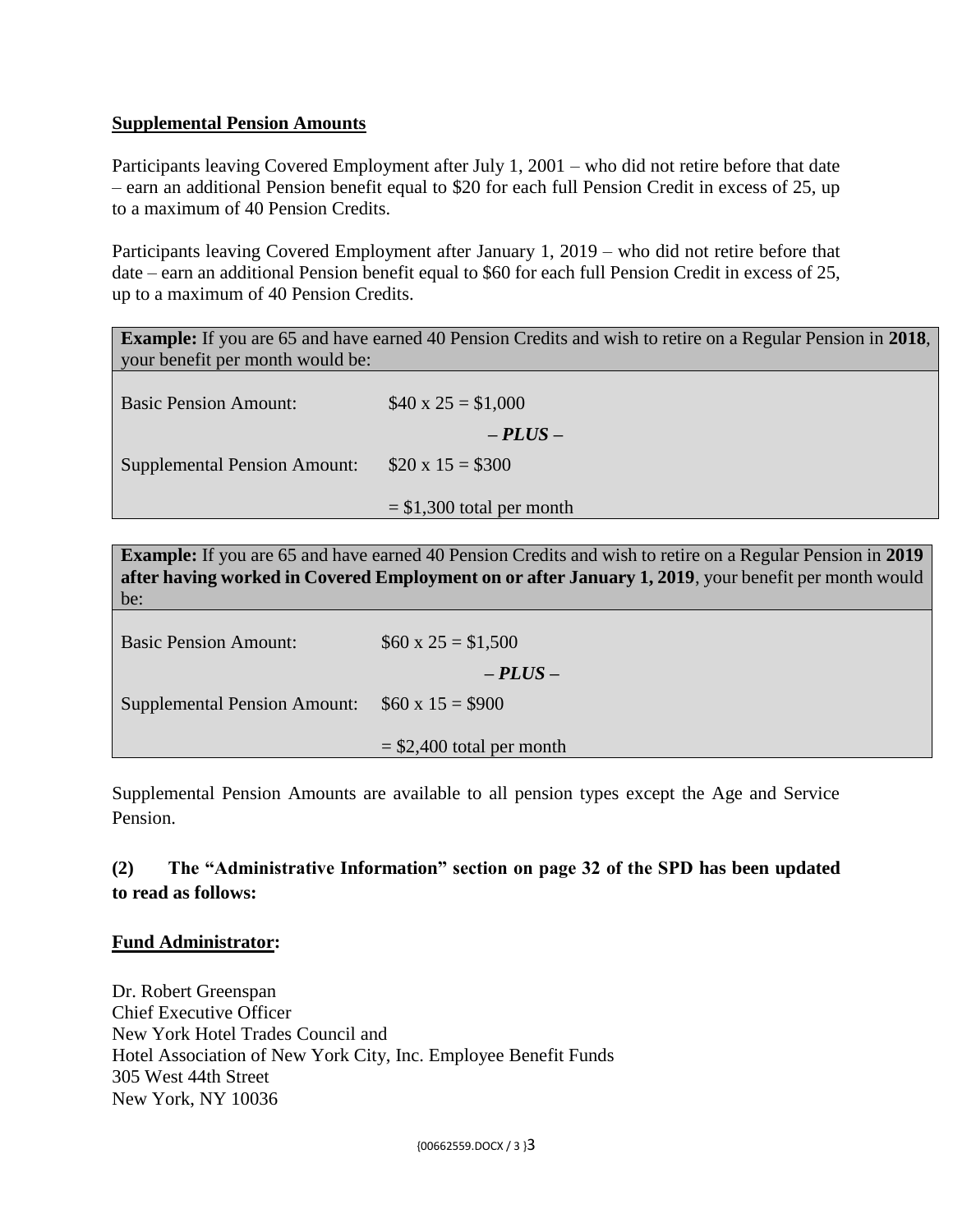**Supplemental Pension Amounts**

Participants leaving Covered Employment after July 1, 2001 – who did not retire before that date – earn an additional Pension benefit equal to $20 for each full Pension Credit in excess of 25, up to a maximum of 40 Pension Credits.

Participants leaving Covered Employment after January 1, 2019 – who did not retire before that date – earn an additional Pension benefit equal to $60 for each full Pension Credit in excess of 25, up to a maximum of 40 Pension Credits.

| **Example:** If you are 65 and have earned 40 Pension Credits and wish to retire on a Regular Pension in **2018**, your benefit per month would be: | |
|---|---|
| Basic Pension Amount: | $40 x 25 = $1,000 |
| | ***– PLUS –*** |
| Supplemental Pension Amount: | $20 x 15 = $300 |
| | = $1,300 total per month |

| **Example:** If you are 65 and have earned 40 Pension Credits and wish to retire on a Regular Pension in **2019 after having worked in Covered Employment on or after January 1, 2019**, your benefit per month would be: | |
|---|---|
| Basic Pension Amount: | $60 x 25 = $1,500 |
| | ***– PLUS –*** |
| Supplemental Pension Amount: | $60 x 15 = $900 |
| | = $2,400 total per month |

Supplemental Pension Amounts are available to all pension types except the Age and Service Pension.

**(2) The "Administrative Information" section on page 32 of the SPD has been updated to read as follows:**

**Fund Administrator:**

Dr. Robert Greenspan
Chief Executive Officer
New York Hotel Trades Council and
Hotel Association of New York City, Inc. Employee Benefit Funds
305 West 44th Street
New York, NY 10036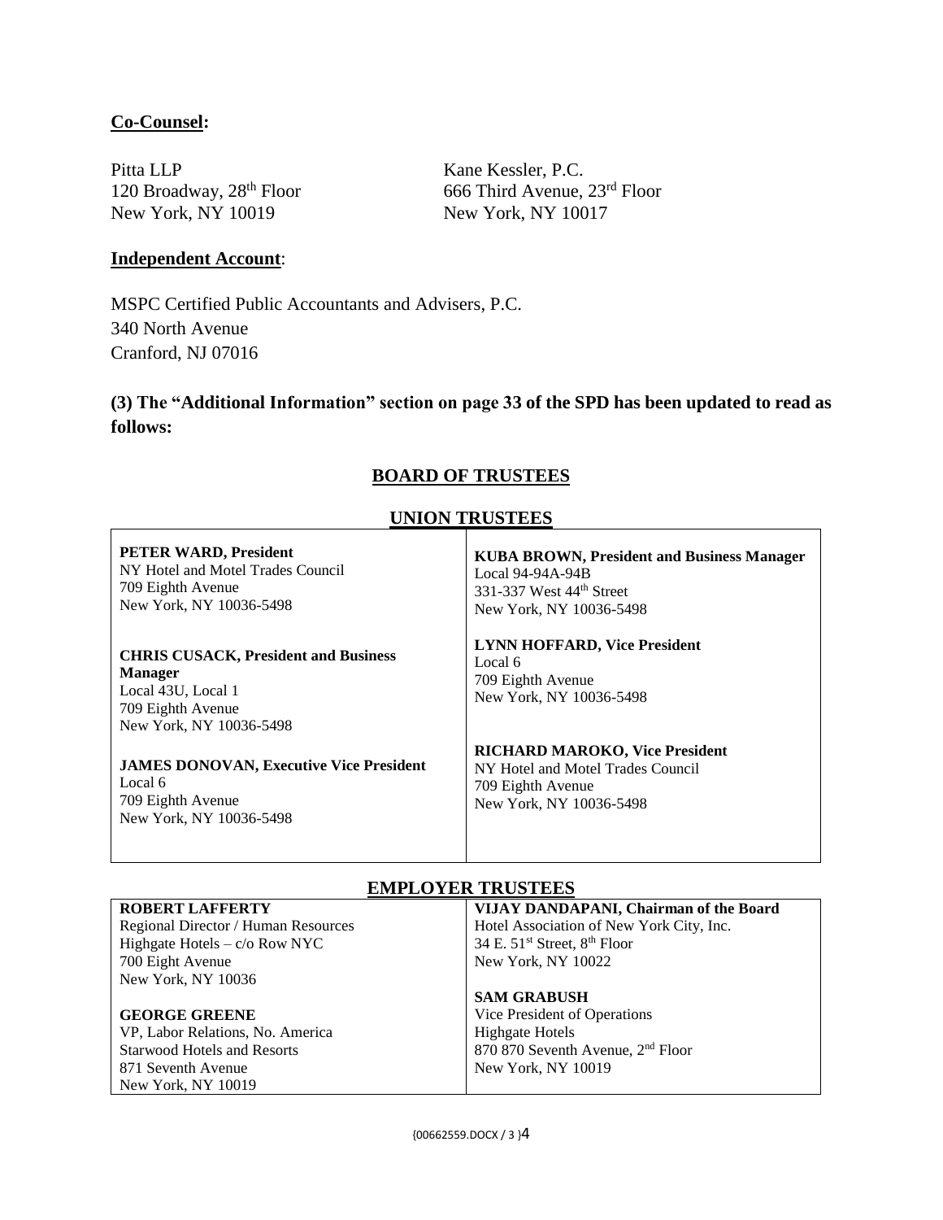**Co-Counsel:**

Pitta LLP
120 Broadway, 28th Floor
New York, NY 10019

Kane Kessler, P.C.
666 Third Avenue, 23rd Floor
New York, NY 10017

**Independent Account**:

MSPC Certified Public Accountants and Advisers, P.C.
340 North Avenue
Cranford, NJ 07016

**(3) The "Additional Information" section on page 33 of the SPD has been updated to read as follows:**

## BOARD OF TRUSTEES

### UNION TRUSTEES

| | |
|---|---|
| **PETER WARD, President**<br>NY Hotel and Motel Trades Council<br>709 Eighth Avenue<br>New York, NY 10036-5498 | **KUBA BROWN, President and Business Manager**<br>Local 94-94A-94B<br>331-337 West 44th Street<br>New York, NY 10036-5498 |
| **CHRIS CUSACK, President and Business Manager**<br>Local 43U, Local 1<br>709 Eighth Avenue<br>New York, NY 10036-5498 | **LYNN HOFFARD, Vice President**<br>Local 6<br>709 Eighth Avenue<br>New York, NY 10036-5498 |
| **JAMES DONOVAN, Executive Vice President**<br>Local 6<br>709 Eighth Avenue<br>New York, NY 10036-5498 | **RICHARD MAROKO, Vice President**<br>NY Hotel and Motel Trades Council<br>709 Eighth Avenue<br>New York, NY 10036-5498 |

### EMPLOYER TRUSTEES

| | |
|---|---|
| **ROBERT LAFFERTY**<br>Regional Director / Human Resources<br>Highgate Hotels – c/o Row NYC<br>700 Eight Avenue<br>New York, NY 10036 | **VIJAY DANDAPANI, Chairman of the Board**<br>Hotel Association of New York City, Inc.<br>34 E. 51st Street, 8th Floor<br>New York, NY 10022 |
| **GEORGE GREENE**<br>VP, Labor Relations, No. America<br>Starwood Hotels and Resorts<br>871 Seventh Avenue<br>New York, NY 10019 | **SAM GRABUSH**<br>Vice President of Operations<br>Highgate Hotels<br>870 870 Seventh Avenue, 2nd Floor<br>New York, NY 10019 |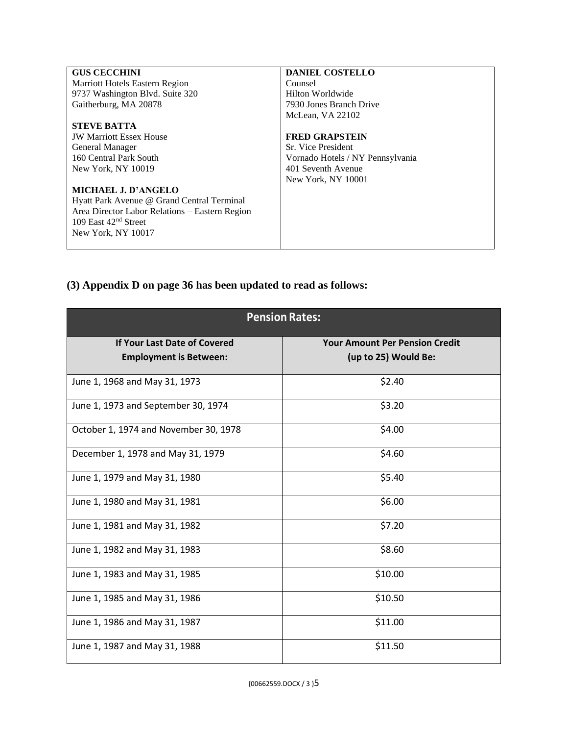| | |
|---|---|
| **GUS CECCHINI**<br>Marriott Hotels Eastern Region<br>9737 Washington Blvd. Suite 320<br>Gaitherburg, MA 20878<br><br>**STEVE BATTA**<br>JW Marriott Essex House<br>General Manager<br>160 Central Park South<br>New York, NY 10019<br><br>**MICHAEL J. D'ANGELO**<br>Hyatt Park Avenue @ Grand Central Terminal<br>Area Director Labor Relations – Eastern Region<br>109 East 42nd Street<br>New York, NY 10017 | **DANIEL COSTELLO**<br>Counsel<br>Hilton Worldwide<br>7930 Jones Branch Drive<br>McLean, VA 22102<br><br>**FRED GRAPSTEIN**<br>Sr. Vice President<br>Vornado Hotels / NY Pennsylvania<br>401 Seventh Avenue<br>New York, NY 10001 |

### (3) Appendix D on page 36 has been updated to read as follows:

| Pension Rates: | |
|---|---|
| **If Your Last Date of Covered Employment is Between:** | **Your Amount Per Pension Credit (up to 25) Would Be:** |
| June 1, 1968 and May 31, 1973 | $2.40 |
| June 1, 1973 and September 30, 1974 | $3.20 |
| October 1, 1974 and November 30, 1978 | $4.00 |
| December 1, 1978 and May 31, 1979 | $4.60 |
| June 1, 1979 and May 31, 1980 | $5.40 |
| June 1, 1980 and May 31, 1981 | $6.00 |
| June 1, 1981 and May 31, 1982 | $7.20 |
| June 1, 1982 and May 31, 1983 | $8.60 |
| June 1, 1983 and May 31, 1985 | $10.00 |
| June 1, 1985 and May 31, 1986 | $10.50 |
| June 1, 1986 and May 31, 1987 | $11.00 |
| June 1, 1987 and May 31, 1988 | $11.50 |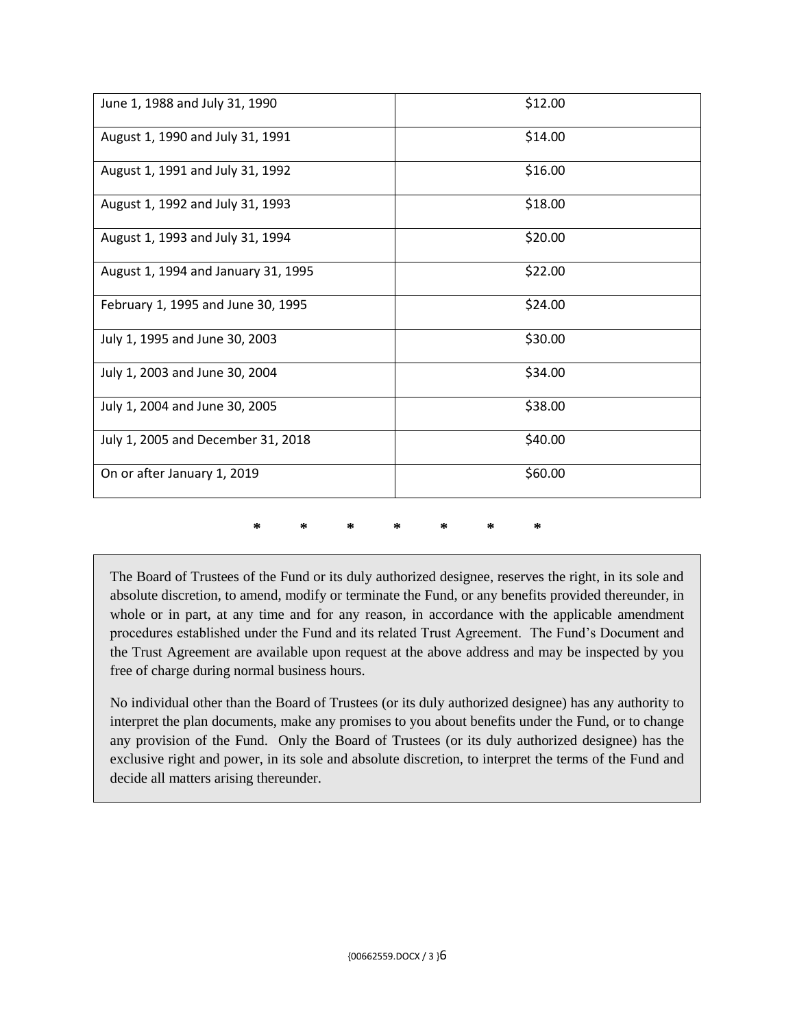| | |
|---|---|
| June 1, 1988 and July 31, 1990 | $12.00 |
| August 1, 1990 and July 31, 1991 | $14.00 |
| August 1, 1991 and July 31, 1992 | $16.00 |
| August 1, 1992 and July 31, 1993 | $18.00 |
| August 1, 1993 and July 31, 1994 | $20.00 |
| August 1, 1994 and January 31, 1995 | $22.00 |
| February 1, 1995 and June 30, 1995 | $24.00 |
| July 1, 1995 and June 30, 2003 | $30.00 |
| July 1, 2003 and June 30, 2004 | $34.00 |
| July 1, 2004 and June 30, 2005 | $38.00 |
| July 1, 2005 and December 31, 2018 | $40.00 |
| On or after January 1, 2019 | $60.00 |

\* \* \* \* \* \* \*

The Board of Trustees of the Fund or its duly authorized designee, reserves the right, in its sole and absolute discretion, to amend, modify or terminate the Fund, or any benefits provided thereunder, in whole or in part, at any time and for any reason, in accordance with the applicable amendment procedures established under the Fund and its related Trust Agreement. The Fund's Document and the Trust Agreement are available upon request at the above address and may be inspected by you free of charge during normal business hours.

No individual other than the Board of Trustees (or its duly authorized designee) has any authority to interpret the plan documents, make any promises to you about benefits under the Fund, or to change any provision of the Fund. Only the Board of Trustees (or its duly authorized designee) has the exclusive right and power, in its sole and absolute discretion, to interpret the terms of the Fund and decide all matters arising thereunder.